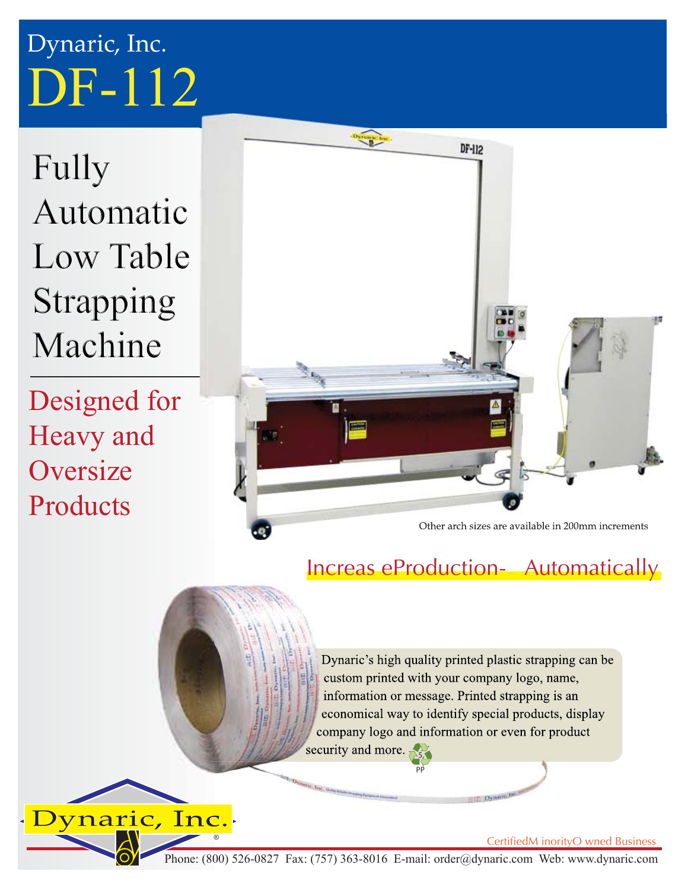Dynaric, Inc.

# DF-112

## Fully Automatic Low Table Strapping Machine

### Designed for Heavy and Oversize Products

Other arch sizes are available in 200mm increments

## Increas eProduction- Automatically

Dynaric's high quality printed plastic strapping can be custom printed with your company logo, name, information or message. Printed strapping is an economical way to identify special products, display company logo and information or even for product security and more.

Dynaric, Inc.®

CertifiedM inorityO wned Business

Phone: (800) 526-0827 Fax: (757) 363-8016 E-mail: order@dynaric.com Web: www.dynaric.com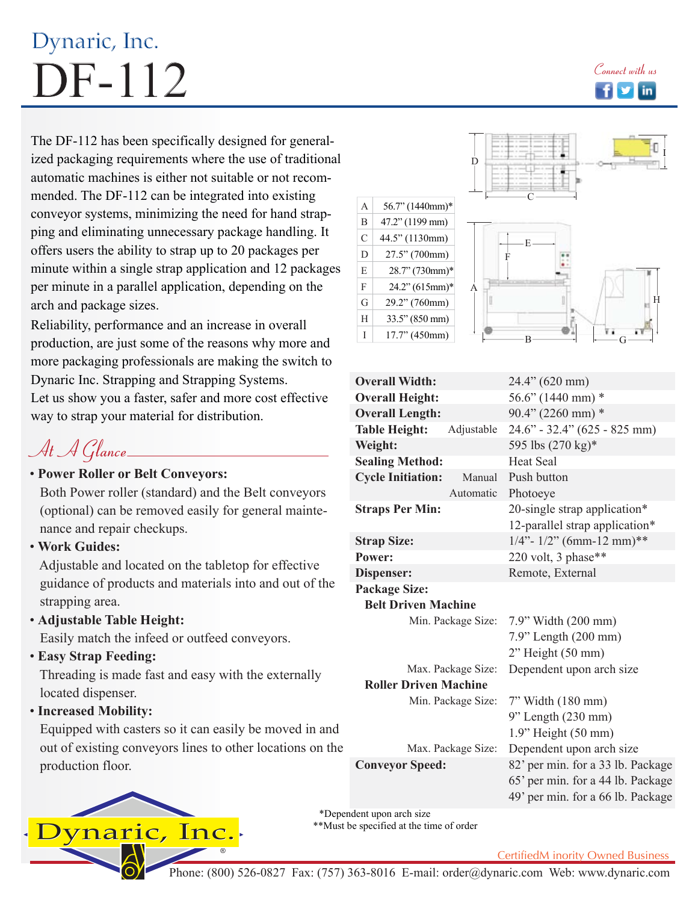Dynaric, Inc.

# DF-112

Connect with us

The DF-112 has been specifically designed for generalized packaging requirements where the use of traditional automatic machines is either not suitable or not recommended. The DF-112 can be integrated into existing conveyor systems, minimizing the need for hand strapping and eliminating unnecessary package handling. It offers users the ability to strap up to 20 packages per minute within a single strap application and 12 packages per minute in a parallel application, depending on the arch and package sizes.

Reliability, performance and an increase in overall production, are just some of the reasons why more and more packaging professionals are making the switch to Dynaric Inc. Strapping and Strapping Systems.

Let us show you a faster, safer and more cost effective way to strap your material for distribution.

## *At A Glance*

- **Power Roller or Belt Conveyors:**
  Both Power roller (standard) and the Belt conveyors (optional) can be removed easily for general maintenance and repair checkups.
- **Work Guides:**
  Adjustable and located on the tabletop for effective guidance of products and materials into and out of the strapping area.
- **Adjustable Table Height:**
  Easily match the infeed or outfeed conveyors.
- **Easy Strap Feeding:**
  Threading is made fast and easy with the externally located dispenser.
- **Increased Mobility:**
  Equipped with casters so it can easily be moved in and out of existing conveyors lines to other locations on the production floor.

| | |
|---|---|
| A | 56.7" (1440mm)* |
| B | 47.2" (1199 mm) |
| C | 44.5" (1130mm) |
| D | 27.5" (700mm) |
| E | 28.7" (730mm)* |
| F | 24.2" (615mm)* |
| G | 29.2" (760mm) |
| H | 33.5" (850 mm) |
| I | 17.7" (450mm) |

D C I E F A H B G

| | | |
|---|---|---|
| **Overall Width:** | | 24.4" (620 mm) |
| **Overall Height:** | | 56.6" (1440 mm) * |
| **Overall Length:** | | 90.4" (2260 mm) * |
| **Table Height:** | Adjustable | 24.6" - 32.4" (625 - 825 mm) |
| **Weight:** | | 595 lbs (270 kg)* |
| **Sealing Method:** | | Heat Seal |
| **Cycle Initiation:** | Manual | Push button |
| | Automatic | Photoeye |
| **Straps Per Min:** | | 20-single strap application* |
| | | 12-parallel strap application* |
| **Strap Size:** | | 1/4"- 1/2" (6mm-12 mm)** |
| **Power:** | | 220 volt, 3 phase** |
| **Dispenser:** | | Remote, External |
| **Package Size:** | | |
| **Belt Driven Machine** | | |
| | Min. Package Size: | 7.9" Width (200 mm) |
| | | 7.9" Length (200 mm) |
| | | 2" Height (50 mm) |
| | Max. Package Size: | Dependent upon arch size |
| **Roller Driven Machine** | | |
| | Min. Package Size: | 7" Width (180 mm) |
| | | 9" Length (230 mm) |
| | | 1.9" Height (50 mm) |
| | Max. Package Size: | Dependent upon arch size |
| **Conveyor Speed:** | | 82' per min. for a 33 lb. Package |
| | | 65' per min. for a 44 lb. Package |
| | | 49' per min. for a 66 lb. Package |

*Dependent upon arch size
**Must be specified at the time of order

Dynaric, Inc.®

CertifiedM inority Owned Business

Phone: (800) 526-0827 Fax: (757) 363-8016 E-mail: order@dynaric.com Web: www.dynaric.com